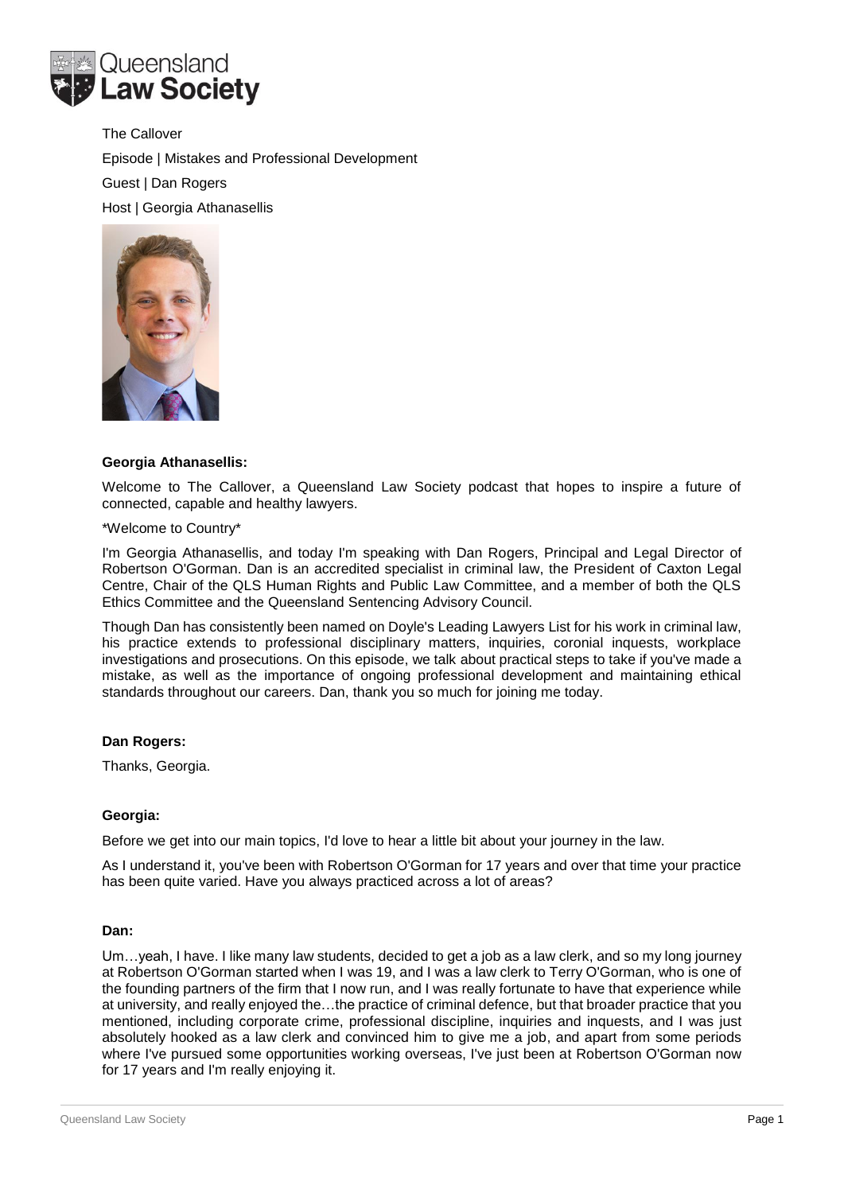The Callover

Episode | Mistakes and Professional Development

Guest | Dan Rogers

Host | Georgia Athanasellis

**Georgia Athanasellis:**

Welcome to The Callover, a Queensland Law Society podcast that hopes to inspire a future of connected, capable and healthy lawyers.

*Welcome to Country*

I'm Georgia Athanasellis, and today I'm speaking with Dan Rogers, Principal and Legal Director of Robertson O'Gorman. Dan is an accredited specialist in criminal law, the President of Caxton Legal Centre, Chair of the QLS Human Rights and Public Law Committee, and a member of both the QLS Ethics Committee and the Queensland Sentencing Advisory Council.

Though Dan has consistently been named on Doyle's Leading Lawyers List for his work in criminal law, his practice extends to professional disciplinary matters, inquiries, coronial inquests, workplace investigations and prosecutions. On this episode, we talk about practical steps to take if you've made a mistake, as well as the importance of ongoing professional development and maintaining ethical standards throughout our careers. Dan, thank you so much for joining me today.

**Dan Rogers:**

Thanks, Georgia.

**Georgia:**

Before we get into our main topics, I'd love to hear a little bit about your journey in the law.

As I understand it, you've been with Robertson O'Gorman for 17 years and over that time your practice has been quite varied. Have you always practiced across a lot of areas?

**Dan:**

Um…yeah, I have. I like many law students, decided to get a job as a law clerk, and so my long journey at Robertson O'Gorman started when I was 19, and I was a law clerk to Terry O'Gorman, who is one of the founding partners of the firm that I now run, and I was really fortunate to have that experience while at university, and really enjoyed the…the practice of criminal defence, but that broader practice that you mentioned, including corporate crime, professional discipline, inquiries and inquests, and I was just absolutely hooked as a law clerk and convinced him to give me a job, and apart from some periods where I've pursued some opportunities working overseas, I've just been at Robertson O'Gorman now for 17 years and I'm really enjoying it.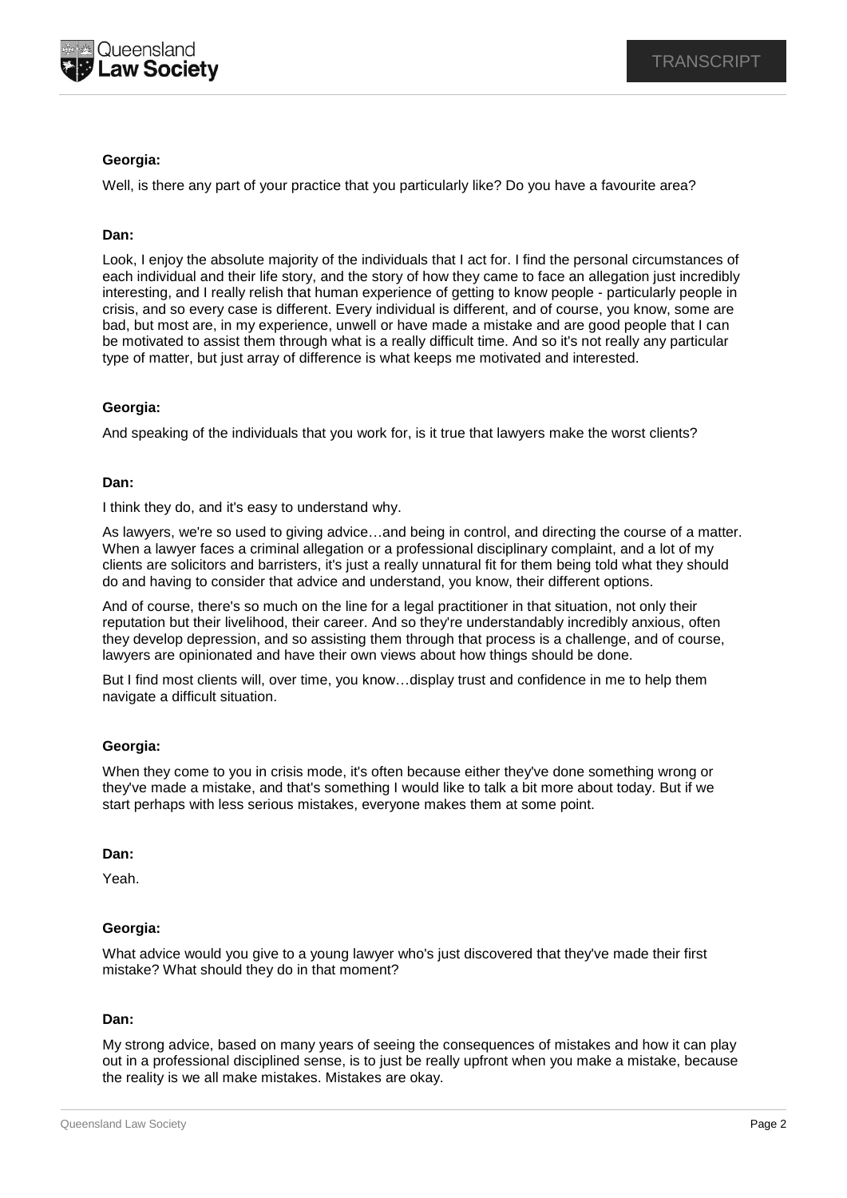**Georgia:**

Well, is there any part of your practice that you particularly like? Do you have a favourite area?

**Dan:**

Look, I enjoy the absolute majority of the individuals that I act for. I find the personal circumstances of each individual and their life story, and the story of how they came to face an allegation just incredibly interesting, and I really relish that human experience of getting to know people - particularly people in crisis, and so every case is different. Every individual is different, and of course, you know, some are bad, but most are, in my experience, unwell or have made a mistake and are good people that I can be motivated to assist them through what is a really difficult time. And so it's not really any particular type of matter, but just array of difference is what keeps me motivated and interested.

**Georgia:**

And speaking of the individuals that you work for, is it true that lawyers make the worst clients?

**Dan:**

I think they do, and it's easy to understand why.

As lawyers, we're so used to giving advice…and being in control, and directing the course of a matter. When a lawyer faces a criminal allegation or a professional disciplinary complaint, and a lot of my clients are solicitors and barristers, it's just a really unnatural fit for them being told what they should do and having to consider that advice and understand, you know, their different options.

And of course, there's so much on the line for a legal practitioner in that situation, not only their reputation but their livelihood, their career. And so they're understandably incredibly anxious, often they develop depression, and so assisting them through that process is a challenge, and of course, lawyers are opinionated and have their own views about how things should be done.

But I find most clients will, over time, you know…display trust and confidence in me to help them navigate a difficult situation.

**Georgia:**

When they come to you in crisis mode, it's often because either they've done something wrong or they've made a mistake, and that's something I would like to talk a bit more about today. But if we start perhaps with less serious mistakes, everyone makes them at some point.

**Dan:**

Yeah.

**Georgia:**

What advice would you give to a young lawyer who's just discovered that they've made their first mistake? What should they do in that moment?

**Dan:**

My strong advice, based on many years of seeing the consequences of mistakes and how it can play out in a professional disciplined sense, is to just be really upfront when you make a mistake, because the reality is we all make mistakes. Mistakes are okay.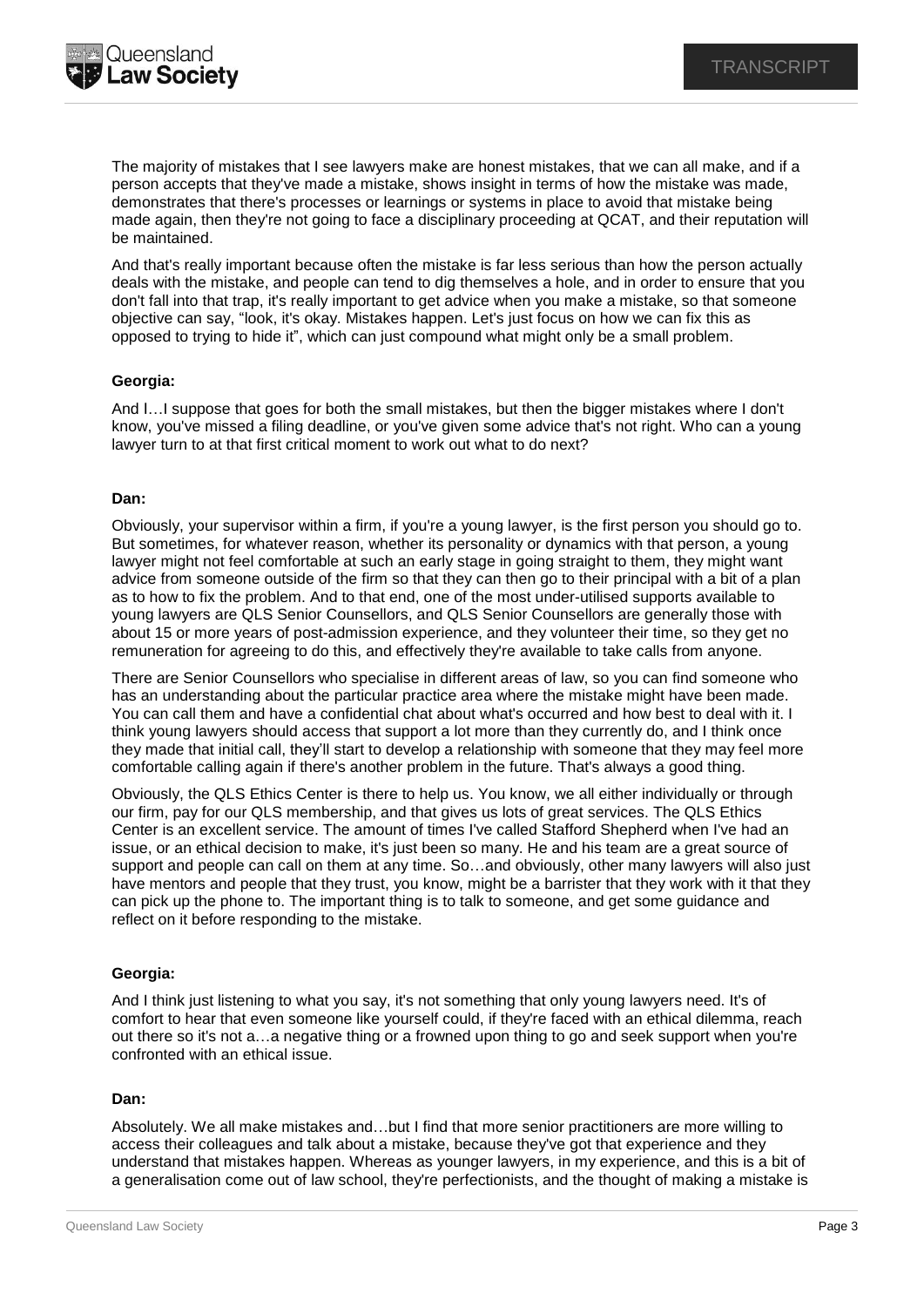The majority of mistakes that I see lawyers make are honest mistakes, that we can all make, and if a person accepts that they've made a mistake, shows insight in terms of how the mistake was made, demonstrates that there's processes or learnings or systems in place to avoid that mistake being made again, then they're not going to face a disciplinary proceeding at QCAT, and their reputation will be maintained.

And that's really important because often the mistake is far less serious than how the person actually deals with the mistake, and people can tend to dig themselves a hole, and in order to ensure that you don't fall into that trap, it's really important to get advice when you make a mistake, so that someone objective can say, "look, it's okay. Mistakes happen. Let's just focus on how we can fix this as opposed to trying to hide it", which can just compound what might only be a small problem.

**Georgia:**

And I…I suppose that goes for both the small mistakes, but then the bigger mistakes where I don't know, you've missed a filing deadline, or you've given some advice that's not right. Who can a young lawyer turn to at that first critical moment to work out what to do next?

**Dan:**

Obviously, your supervisor within a firm, if you're a young lawyer, is the first person you should go to. But sometimes, for whatever reason, whether its personality or dynamics with that person, a young lawyer might not feel comfortable at such an early stage in going straight to them, they might want advice from someone outside of the firm so that they can then go to their principal with a bit of a plan as to how to fix the problem. And to that end, one of the most under-utilised supports available to young lawyers are QLS Senior Counsellors, and QLS Senior Counsellors are generally those with about 15 or more years of post-admission experience, and they volunteer their time, so they get no remuneration for agreeing to do this, and effectively they're available to take calls from anyone.

There are Senior Counsellors who specialise in different areas of law, so you can find someone who has an understanding about the particular practice area where the mistake might have been made. You can call them and have a confidential chat about what's occurred and how best to deal with it. I think young lawyers should access that support a lot more than they currently do, and I think once they made that initial call, they'll start to develop a relationship with someone that they may feel more comfortable calling again if there's another problem in the future. That's always a good thing.

Obviously, the QLS Ethics Center is there to help us. You know, we all either individually or through our firm, pay for our QLS membership, and that gives us lots of great services. The QLS Ethics Center is an excellent service. The amount of times I've called Stafford Shepherd when I've had an issue, or an ethical decision to make, it's just been so many. He and his team are a great source of support and people can call on them at any time. So…and obviously, other many lawyers will also just have mentors and people that they trust, you know, might be a barrister that they work with it that they can pick up the phone to. The important thing is to talk to someone, and get some guidance and reflect on it before responding to the mistake.

**Georgia:**

And I think just listening to what you say, it's not something that only young lawyers need. It's of comfort to hear that even someone like yourself could, if they're faced with an ethical dilemma, reach out there so it's not a…a negative thing or a frowned upon thing to go and seek support when you're confronted with an ethical issue.

**Dan:**

Absolutely. We all make mistakes and…but I find that more senior practitioners are more willing to access their colleagues and talk about a mistake, because they've got that experience and they understand that mistakes happen. Whereas as younger lawyers, in my experience, and this is a bit of a generalisation come out of law school, they're perfectionists, and the thought of making a mistake is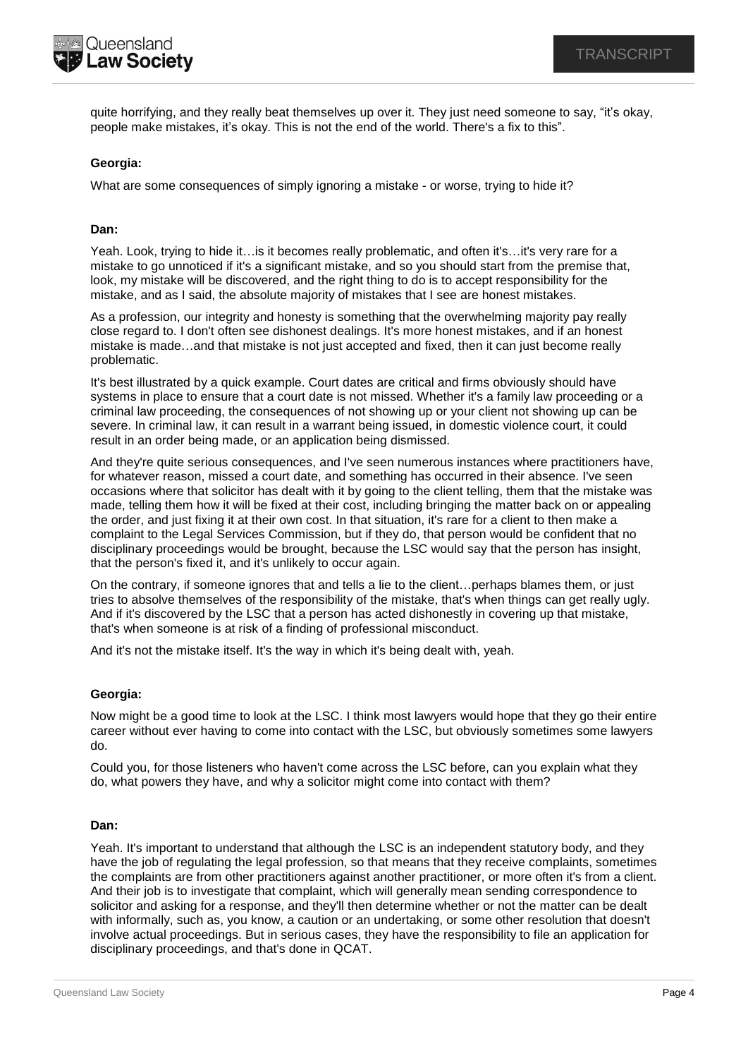quite horrifying, and they really beat themselves up over it. They just need someone to say, "it's okay, people make mistakes, it's okay. This is not the end of the world. There's a fix to this".

**Georgia:**

What are some consequences of simply ignoring a mistake - or worse, trying to hide it?

**Dan:**

Yeah. Look, trying to hide it…is it becomes really problematic, and often it's…it's very rare for a mistake to go unnoticed if it's a significant mistake, and so you should start from the premise that, look, my mistake will be discovered, and the right thing to do is to accept responsibility for the mistake, and as I said, the absolute majority of mistakes that I see are honest mistakes.

As a profession, our integrity and honesty is something that the overwhelming majority pay really close regard to. I don't often see dishonest dealings. It's more honest mistakes, and if an honest mistake is made…and that mistake is not just accepted and fixed, then it can just become really problematic.

It's best illustrated by a quick example. Court dates are critical and firms obviously should have systems in place to ensure that a court date is not missed. Whether it's a family law proceeding or a criminal law proceeding, the consequences of not showing up or your client not showing up can be severe. In criminal law, it can result in a warrant being issued, in domestic violence court, it could result in an order being made, or an application being dismissed.

And they're quite serious consequences, and I've seen numerous instances where practitioners have, for whatever reason, missed a court date, and something has occurred in their absence. I've seen occasions where that solicitor has dealt with it by going to the client telling, them that the mistake was made, telling them how it will be fixed at their cost, including bringing the matter back on or appealing the order, and just fixing it at their own cost. In that situation, it's rare for a client to then make a complaint to the Legal Services Commission, but if they do, that person would be confident that no disciplinary proceedings would be brought, because the LSC would say that the person has insight, that the person's fixed it, and it's unlikely to occur again.

On the contrary, if someone ignores that and tells a lie to the client…perhaps blames them, or just tries to absolve themselves of the responsibility of the mistake, that's when things can get really ugly. And if it's discovered by the LSC that a person has acted dishonestly in covering up that mistake, that's when someone is at risk of a finding of professional misconduct.

And it's not the mistake itself. It's the way in which it's being dealt with, yeah.

**Georgia:**

Now might be a good time to look at the LSC. I think most lawyers would hope that they go their entire career without ever having to come into contact with the LSC, but obviously sometimes some lawyers do.

Could you, for those listeners who haven't come across the LSC before, can you explain what they do, what powers they have, and why a solicitor might come into contact with them?

**Dan:**

Yeah. It's important to understand that although the LSC is an independent statutory body, and they have the job of regulating the legal profession, so that means that they receive complaints, sometimes the complaints are from other practitioners against another practitioner, or more often it's from a client. And their job is to investigate that complaint, which will generally mean sending correspondence to solicitor and asking for a response, and they'll then determine whether or not the matter can be dealt with informally, such as, you know, a caution or an undertaking, or some other resolution that doesn't involve actual proceedings. But in serious cases, they have the responsibility to file an application for disciplinary proceedings, and that's done in QCAT.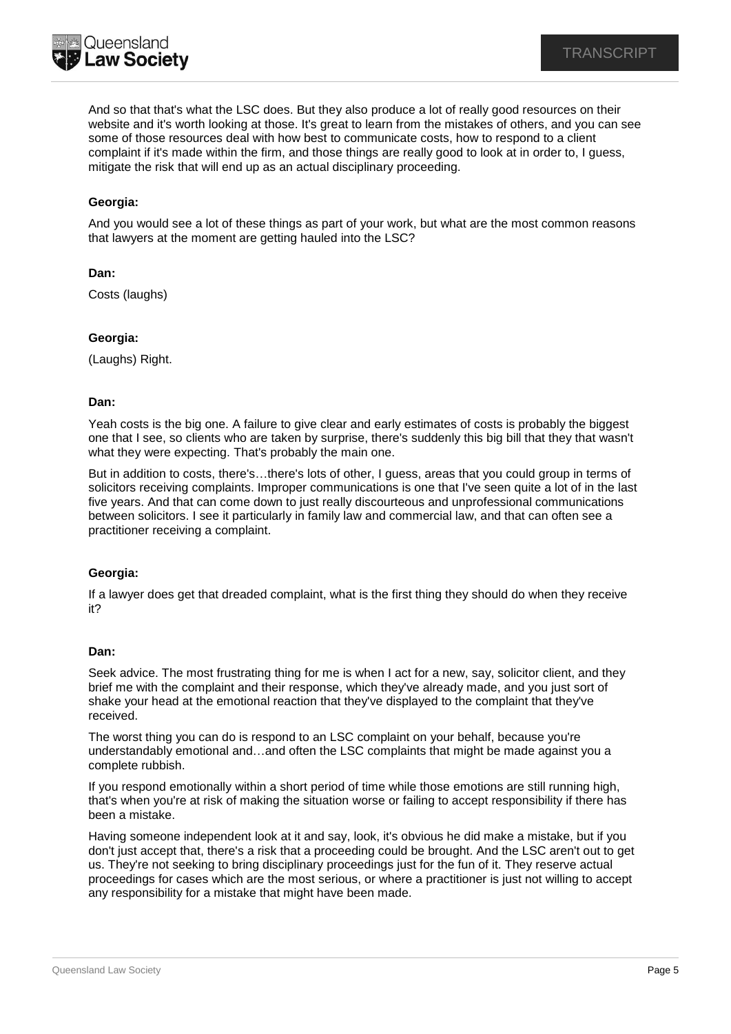And so that that's what the LSC does. But they also produce a lot of really good resources on their website and it's worth looking at those. It's great to learn from the mistakes of others, and you can see some of those resources deal with how best to communicate costs, how to respond to a client complaint if it's made within the firm, and those things are really good to look at in order to, I guess, mitigate the risk that will end up as an actual disciplinary proceeding.

**Georgia:**

And you would see a lot of these things as part of your work, but what are the most common reasons that lawyers at the moment are getting hauled into the LSC?

**Dan:**

Costs (laughs)

**Georgia:**

(Laughs) Right.

**Dan:**

Yeah costs is the big one. A failure to give clear and early estimates of costs is probably the biggest one that I see, so clients who are taken by surprise, there's suddenly this big bill that they that wasn't what they were expecting. That's probably the main one.

But in addition to costs, there's…there's lots of other, I guess, areas that you could group in terms of solicitors receiving complaints. Improper communications is one that I've seen quite a lot of in the last five years. And that can come down to just really discourteous and unprofessional communications between solicitors. I see it particularly in family law and commercial law, and that can often see a practitioner receiving a complaint.

**Georgia:**

If a lawyer does get that dreaded complaint, what is the first thing they should do when they receive it?

**Dan:**

Seek advice. The most frustrating thing for me is when I act for a new, say, solicitor client, and they brief me with the complaint and their response, which they've already made, and you just sort of shake your head at the emotional reaction that they've displayed to the complaint that they've received.

The worst thing you can do is respond to an LSC complaint on your behalf, because you're understandably emotional and…and often the LSC complaints that might be made against you a complete rubbish.

If you respond emotionally within a short period of time while those emotions are still running high, that's when you're at risk of making the situation worse or failing to accept responsibility if there has been a mistake.

Having someone independent look at it and say, look, it's obvious he did make a mistake, but if you don't just accept that, there's a risk that a proceeding could be brought. And the LSC aren't out to get us. They're not seeking to bring disciplinary proceedings just for the fun of it. They reserve actual proceedings for cases which are the most serious, or where a practitioner is just not willing to accept any responsibility for a mistake that might have been made.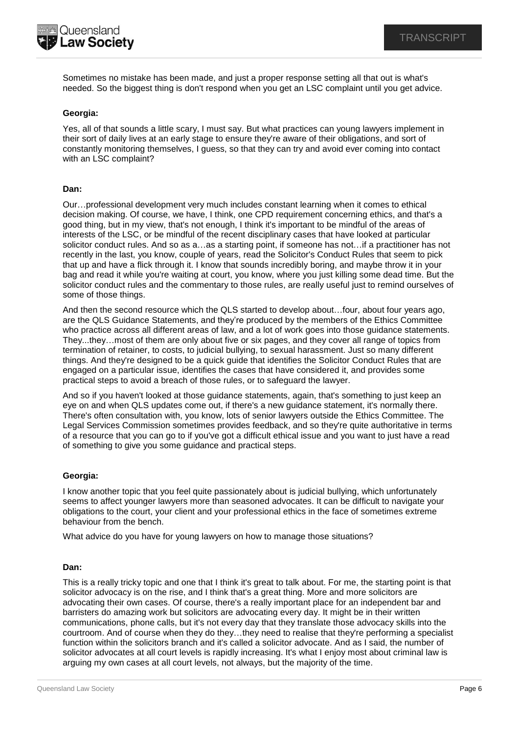Sometimes no mistake has been made, and just a proper response setting all that out is what's needed. So the biggest thing is don't respond when you get an LSC complaint until you get advice.

**Georgia:**

Yes, all of that sounds a little scary, I must say. But what practices can young lawyers implement in their sort of daily lives at an early stage to ensure they're aware of their obligations, and sort of constantly monitoring themselves, I guess, so that they can try and avoid ever coming into contact with an LSC complaint?

**Dan:**

Our…professional development very much includes constant learning when it comes to ethical decision making. Of course, we have, I think, one CPD requirement concerning ethics, and that's a good thing, but in my view, that's not enough, I think it's important to be mindful of the areas of interests of the LSC, or be mindful of the recent disciplinary cases that have looked at particular solicitor conduct rules. And so as a…as a starting point, if someone has not…if a practitioner has not recently in the last, you know, couple of years, read the Solicitor's Conduct Rules that seem to pick that up and have a flick through it. I know that sounds incredibly boring, and maybe throw it in your bag and read it while you're waiting at court, you know, where you just killing some dead time. But the solicitor conduct rules and the commentary to those rules, are really useful just to remind ourselves of some of those things.

And then the second resource which the QLS started to develop about…four, about four years ago, are the QLS Guidance Statements, and they're produced by the members of the Ethics Committee who practice across all different areas of law, and a lot of work goes into those guidance statements. They...they…most of them are only about five or six pages, and they cover all range of topics from termination of retainer, to costs, to judicial bullying, to sexual harassment. Just so many different things. And they're designed to be a quick guide that identifies the Solicitor Conduct Rules that are engaged on a particular issue, identifies the cases that have considered it, and provides some practical steps to avoid a breach of those rules, or to safeguard the lawyer.

And so if you haven't looked at those guidance statements, again, that's something to just keep an eye on and when QLS updates come out, if there's a new guidance statement, it's normally there. There's often consultation with, you know, lots of senior lawyers outside the Ethics Committee. The Legal Services Commission sometimes provides feedback, and so they're quite authoritative in terms of a resource that you can go to if you've got a difficult ethical issue and you want to just have a read of something to give you some guidance and practical steps.

**Georgia:**

I know another topic that you feel quite passionately about is judicial bullying, which unfortunately seems to affect younger lawyers more than seasoned advocates. It can be difficult to navigate your obligations to the court, your client and your professional ethics in the face of sometimes extreme behaviour from the bench.

What advice do you have for young lawyers on how to manage those situations?

**Dan:**

This is a really tricky topic and one that I think it's great to talk about. For me, the starting point is that solicitor advocacy is on the rise, and I think that's a great thing. More and more solicitors are advocating their own cases. Of course, there's a really important place for an independent bar and barristers do amazing work but solicitors are advocating every day. It might be in their written communications, phone calls, but it's not every day that they translate those advocacy skills into the courtroom. And of course when they do they…they need to realise that they're performing a specialist function within the solicitors branch and it's called a solicitor advocate. And as I said, the number of solicitor advocates at all court levels is rapidly increasing. It's what I enjoy most about criminal law is arguing my own cases at all court levels, not always, but the majority of the time.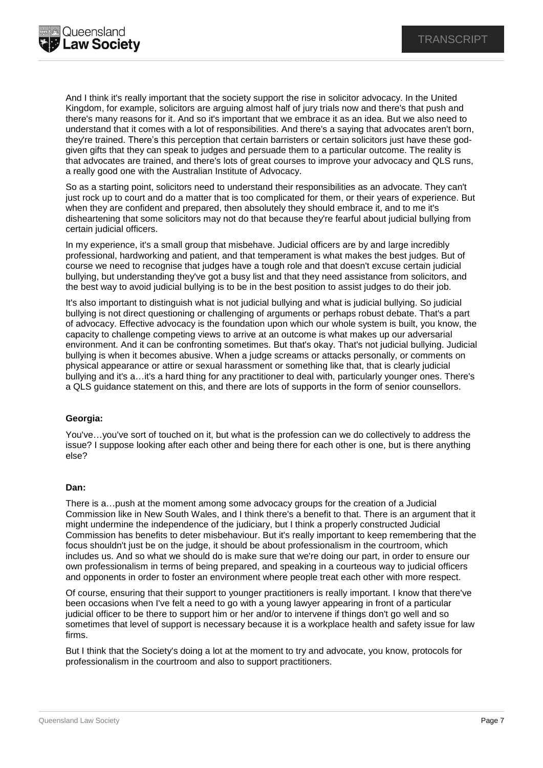And I think it's really important that the society support the rise in solicitor advocacy. In the United Kingdom, for example, solicitors are arguing almost half of jury trials now and there's that push and there's many reasons for it. And so it's important that we embrace it as an idea. But we also need to understand that it comes with a lot of responsibilities. And there's a saying that advocates aren't born, they're trained. There’s this perception that certain barristers or certain solicitors just have these god-given gifts that they can speak to judges and persuade them to a particular outcome. The reality is that advocates are trained, and there's lots of great courses to improve your advocacy and QLS runs, a really good one with the Australian Institute of Advocacy.

So as a starting point, solicitors need to understand their responsibilities as an advocate. They can't just rock up to court and do a matter that is too complicated for them, or their years of experience. But when they are confident and prepared, then absolutely they should embrace it, and to me it's disheartening that some solicitors may not do that because they're fearful about judicial bullying from certain judicial officers.

In my experience, it's a small group that misbehave. Judicial officers are by and large incredibly professional, hardworking and patient, and that temperament is what makes the best judges. But of course we need to recognise that judges have a tough role and that doesn't excuse certain judicial bullying, but understanding they've got a busy list and that they need assistance from solicitors, and the best way to avoid judicial bullying is to be in the best position to assist judges to do their job.

It's also important to distinguish what is not judicial bullying and what is judicial bullying. So judicial bullying is not direct questioning or challenging of arguments or perhaps robust debate. That's a part of advocacy. Effective advocacy is the foundation upon which our whole system is built, you know, the capacity to challenge competing views to arrive at an outcome is what makes up our adversarial environment. And it can be confronting sometimes. But that's okay. That's not judicial bullying. Judicial bullying is when it becomes abusive. When a judge screams or attacks personally, or comments on physical appearance or attire or sexual harassment or something like that, that is clearly judicial bullying and it's a…it's a hard thing for any practitioner to deal with, particularly younger ones. There's a QLS guidance statement on this, and there are lots of supports in the form of senior counsellors.

**Georgia:**

You've…you've sort of touched on it, but what is the profession can we do collectively to address the issue? I suppose looking after each other and being there for each other is one, but is there anything else?

**Dan:**

There is a…push at the moment among some advocacy groups for the creation of a Judicial Commission like in New South Wales, and I think there's a benefit to that. There is an argument that it might undermine the independence of the judiciary, but I think a properly constructed Judicial Commission has benefits to deter misbehaviour. But it's really important to keep remembering that the focus shouldn't just be on the judge, it should be about professionalism in the courtroom, which includes us. And so what we should do is make sure that we're doing our part, in order to ensure our own professionalism in terms of being prepared, and speaking in a courteous way to judicial officers and opponents in order to foster an environment where people treat each other with more respect.

Of course, ensuring that their support to younger practitioners is really important. I know that there've been occasions when I've felt a need to go with a young lawyer appearing in front of a particular judicial officer to be there to support him or her and/or to intervene if things don't go well and so sometimes that level of support is necessary because it is a workplace health and safety issue for law firms.

But I think that the Society's doing a lot at the moment to try and advocate, you know, protocols for professionalism in the courtroom and also to support practitioners.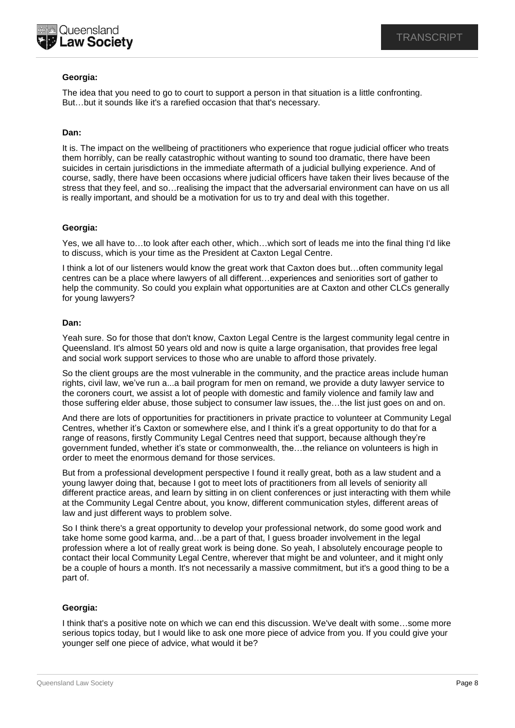**Georgia:**

The idea that you need to go to court to support a person in that situation is a little confronting. But…but it sounds like it's a rarefied occasion that that's necessary.

**Dan:**

It is. The impact on the wellbeing of practitioners who experience that rogue judicial officer who treats them horribly, can be really catastrophic without wanting to sound too dramatic, there have been suicides in certain jurisdictions in the immediate aftermath of a judicial bullying experience. And of course, sadly, there have been occasions where judicial officers have taken their lives because of the stress that they feel, and so…realising the impact that the adversarial environment can have on us all is really important, and should be a motivation for us to try and deal with this together.

**Georgia:**

Yes, we all have to…to look after each other, which…which sort of leads me into the final thing I'd like to discuss, which is your time as the President at Caxton Legal Centre.

I think a lot of our listeners would know the great work that Caxton does but…often community legal centres can be a place where lawyers of all different…experiences and seniorities sort of gather to help the community. So could you explain what opportunities are at Caxton and other CLCs generally for young lawyers?

**Dan:**

Yeah sure. So for those that don't know, Caxton Legal Centre is the largest community legal centre in Queensland. It's almost 50 years old and now is quite a large organisation, that provides free legal and social work support services to those who are unable to afford those privately.

So the client groups are the most vulnerable in the community, and the practice areas include human rights, civil law, we've run a...a bail program for men on remand, we provide a duty lawyer service to the coroners court, we assist a lot of people with domestic and family violence and family law and those suffering elder abuse, those subject to consumer law issues, the…the list just goes on and on.

And there are lots of opportunities for practitioners in private practice to volunteer at Community Legal Centres, whether it's Caxton or somewhere else, and I think it's a great opportunity to do that for a range of reasons, firstly Community Legal Centres need that support, because although they're government funded, whether it's state or commonwealth, the…the reliance on volunteers is high in order to meet the enormous demand for those services.

But from a professional development perspective I found it really great, both as a law student and a young lawyer doing that, because I got to meet lots of practitioners from all levels of seniority all different practice areas, and learn by sitting in on client conferences or just interacting with them while at the Community Legal Centre about, you know, different communication styles, different areas of law and just different ways to problem solve.

So I think there's a great opportunity to develop your professional network, do some good work and take home some good karma, and…be a part of that, I guess broader involvement in the legal profession where a lot of really great work is being done. So yeah, I absolutely encourage people to contact their local Community Legal Centre, wherever that might be and volunteer, and it might only be a couple of hours a month. It's not necessarily a massive commitment, but it's a good thing to be a part of.

**Georgia:**

I think that's a positive note on which we can end this discussion. We've dealt with some…some more serious topics today, but I would like to ask one more piece of advice from you. If you could give your younger self one piece of advice, what would it be?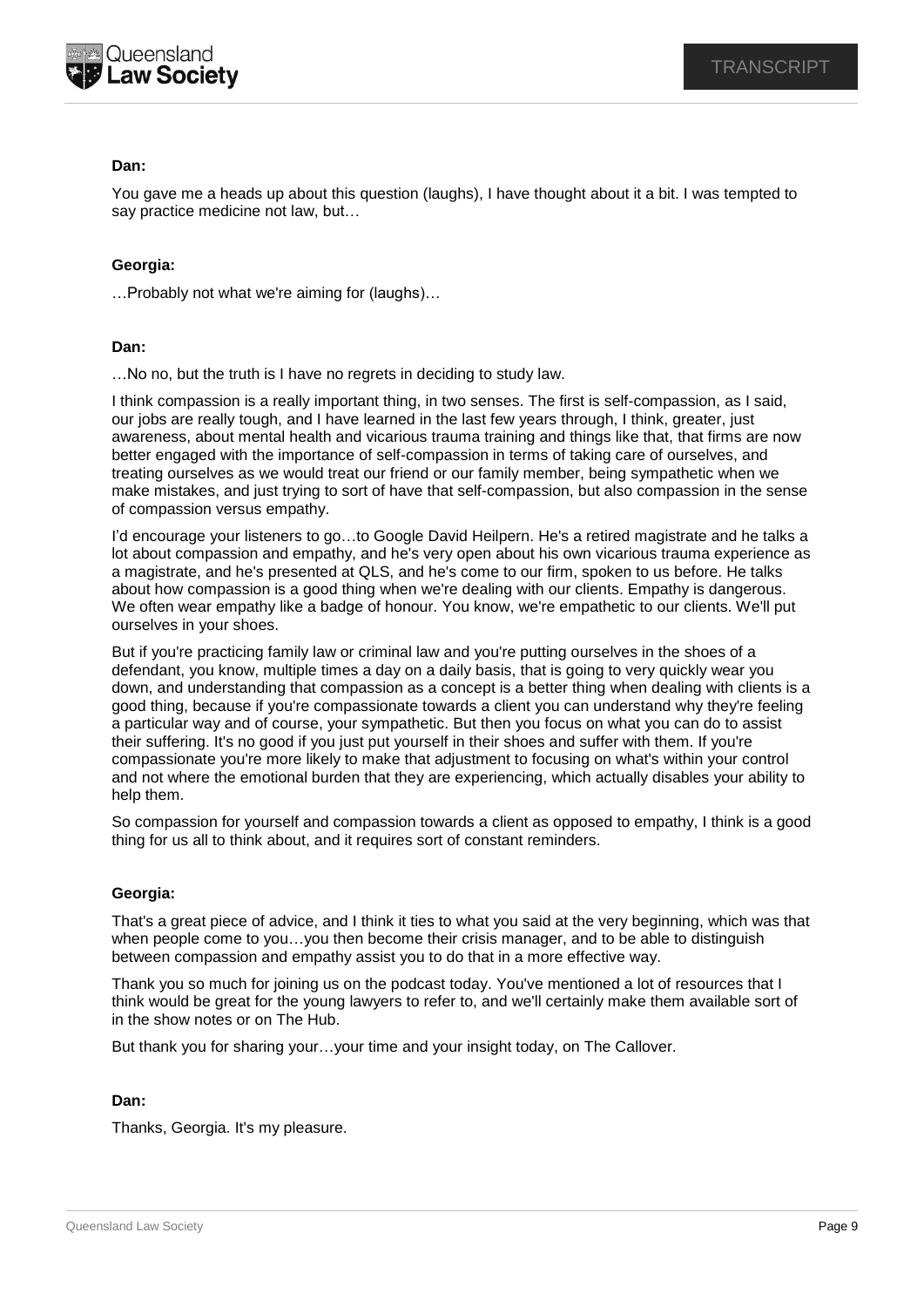**Dan:**

You gave me a heads up about this question (laughs), I have thought about it a bit. I was tempted to say practice medicine not law, but…

**Georgia:**

…Probably not what we're aiming for (laughs)…

**Dan:**

…No no, but the truth is I have no regrets in deciding to study law.

I think compassion is a really important thing, in two senses. The first is self-compassion, as I said, our jobs are really tough, and I have learned in the last few years through, I think, greater, just awareness, about mental health and vicarious trauma training and things like that, that firms are now better engaged with the importance of self-compassion in terms of taking care of ourselves, and treating ourselves as we would treat our friend or our family member, being sympathetic when we make mistakes, and just trying to sort of have that self-compassion, but also compassion in the sense of compassion versus empathy.

I'd encourage your listeners to go…to Google David Heilpern. He's a retired magistrate and he talks a lot about compassion and empathy, and he's very open about his own vicarious trauma experience as a magistrate, and he's presented at QLS, and he's come to our firm, spoken to us before. He talks about how compassion is a good thing when we're dealing with our clients. Empathy is dangerous. We often wear empathy like a badge of honour. You know, we're empathetic to our clients. We'll put ourselves in your shoes.

But if you're practicing family law or criminal law and you're putting ourselves in the shoes of a defendant, you know, multiple times a day on a daily basis, that is going to very quickly wear you down, and understanding that compassion as a concept is a better thing when dealing with clients is a good thing, because if you're compassionate towards a client you can understand why they're feeling a particular way and of course, your sympathetic. But then you focus on what you can do to assist their suffering. It's no good if you just put yourself in their shoes and suffer with them. If you're compassionate you're more likely to make that adjustment to focusing on what's within your control and not where the emotional burden that they are experiencing, which actually disables your ability to help them.

So compassion for yourself and compassion towards a client as opposed to empathy, I think is a good thing for us all to think about, and it requires sort of constant reminders.

**Georgia:**

That's a great piece of advice, and I think it ties to what you said at the very beginning, which was that when people come to you…you then become their crisis manager, and to be able to distinguish between compassion and empathy assist you to do that in a more effective way.

Thank you so much for joining us on the podcast today. You've mentioned a lot of resources that I think would be great for the young lawyers to refer to, and we'll certainly make them available sort of in the show notes or on The Hub.

But thank you for sharing your…your time and your insight today, on The Callover.

**Dan:**

Thanks, Georgia. It's my pleasure.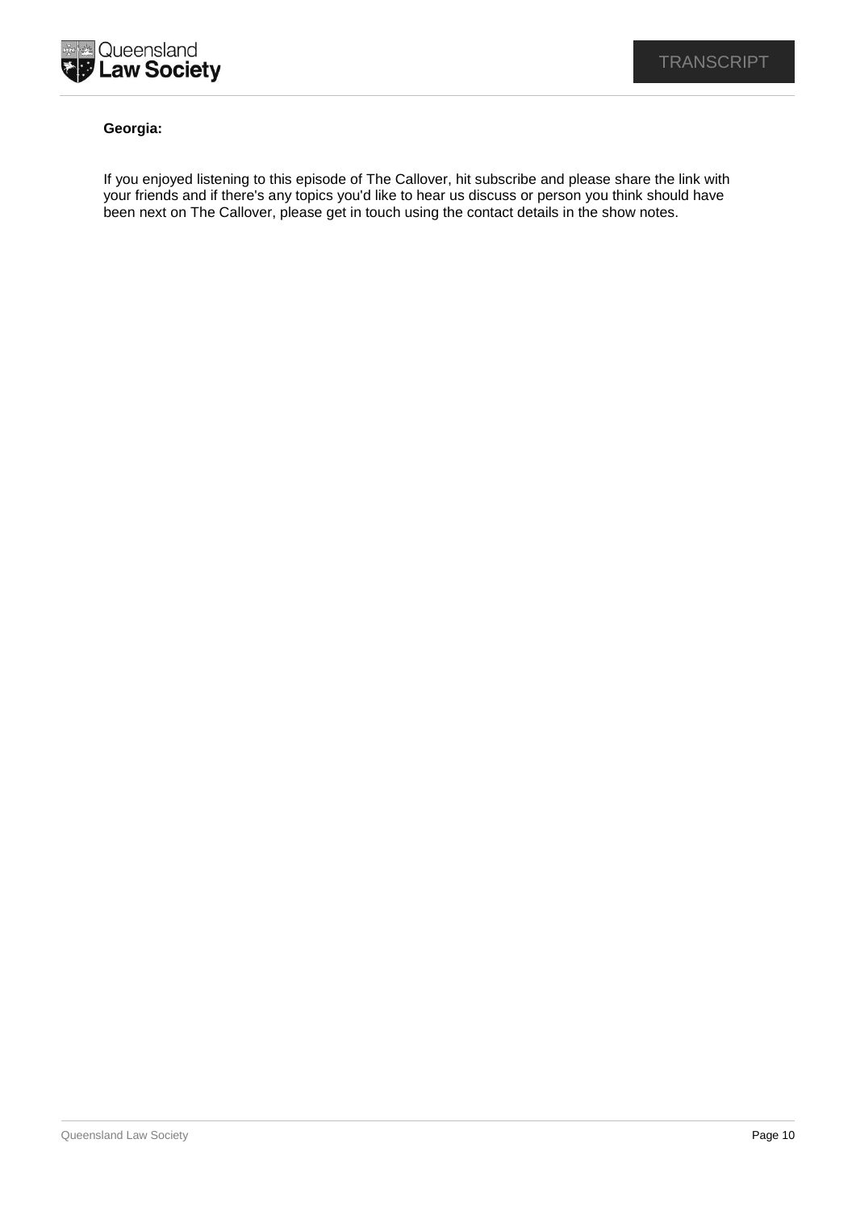**Georgia:**

If you enjoyed listening to this episode of The Callover, hit subscribe and please share the link with your friends and if there's any topics you'd like to hear us discuss or person you think should have been next on The Callover, please get in touch using the contact details in the show notes.